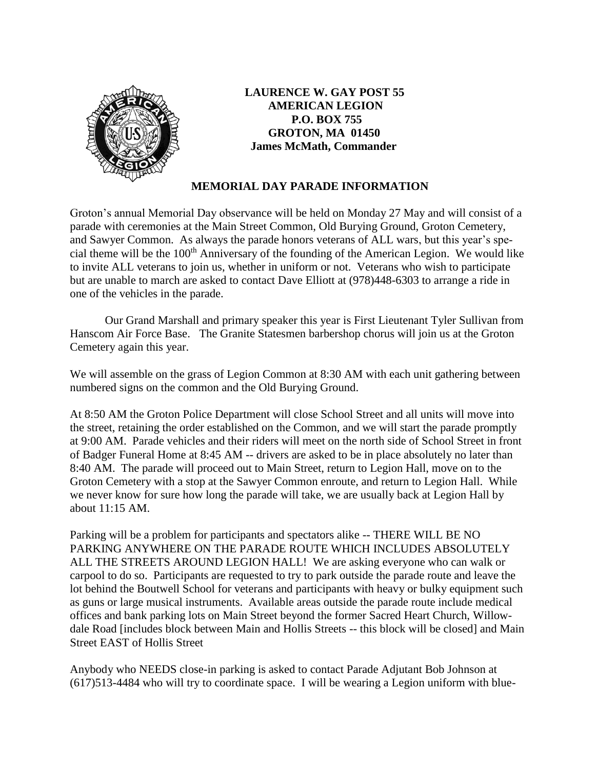**LAURENCE W. GAY POST 55**
**AMERICAN LEGION**
**P.O. BOX 755**
**GROTON, MA 01450**
**James McMath, Commander**

## MEMORIAL DAY PARADE INFORMATION

Groton's annual Memorial Day observance will be held on Monday 27 May and will consist of a parade with ceremonies at the Main Street Common, Old Burying Ground, Groton Cemetery, and Sawyer Common. As always the parade honors veterans of ALL wars, but this year's special theme will be the 100th Anniversary of the founding of the American Legion. We would like to invite ALL veterans to join us, whether in uniform or not. Veterans who wish to participate but are unable to march are asked to contact Dave Elliott at (978)448-6303 to arrange a ride in one of the vehicles in the parade.

Our Grand Marshall and primary speaker this year is First Lieutenant Tyler Sullivan from Hanscom Air Force Base. The Granite Statesmen barbershop chorus will join us at the Groton Cemetery again this year.

We will assemble on the grass of Legion Common at 8:30 AM with each unit gathering between numbered signs on the common and the Old Burying Ground.

At 8:50 AM the Groton Police Department will close School Street and all units will move into the street, retaining the order established on the Common, and we will start the parade promptly at 9:00 AM. Parade vehicles and their riders will meet on the north side of School Street in front of Badger Funeral Home at 8:45 AM -- drivers are asked to be in place absolutely no later than 8:40 AM. The parade will proceed out to Main Street, return to Legion Hall, move on to the Groton Cemetery with a stop at the Sawyer Common enroute, and return to Legion Hall. While we never know for sure how long the parade will take, we are usually back at Legion Hall by about 11:15 AM.

Parking will be a problem for participants and spectators alike -- THERE WILL BE NO PARKING ANYWHERE ON THE PARADE ROUTE WHICH INCLUDES ABSOLUTELY ALL THE STREETS AROUND LEGION HALL! We are asking everyone who can walk or carpool to do so. Participants are requested to try to park outside the parade route and leave the lot behind the Boutwell School for veterans and participants with heavy or bulky equipment such as guns or large musical instruments. Available areas outside the parade route include medical offices and bank parking lots on Main Street beyond the former Sacred Heart Church, Willowdale Road [includes block between Main and Hollis Streets -- this block will be closed] and Main Street EAST of Hollis Street

Anybody who NEEDS close-in parking is asked to contact Parade Adjutant Bob Johnson at (617)513-4484 who will try to coordinate space. I will be wearing a Legion uniform with blue-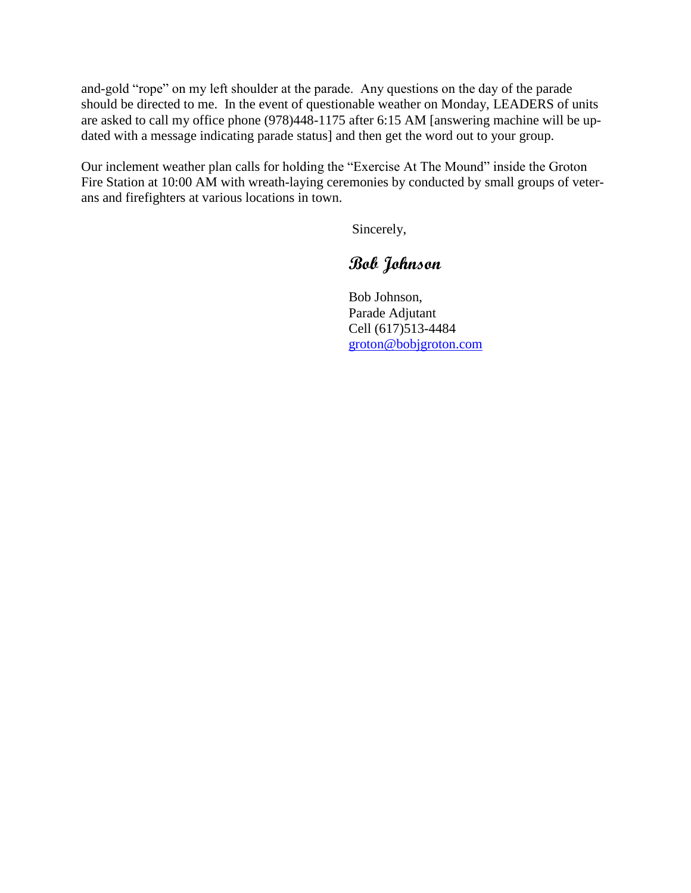and-gold "rope" on my left shoulder at the parade. Any questions on the day of the parade should be directed to me. In the event of questionable weather on Monday, LEADERS of units are asked to call my office phone (978)448-1175 after 6:15 AM [answering machine will be updated with a message indicating parade status] and then get the word out to your group.

Our inclement weather plan calls for holding the "Exercise At The Mound" inside the Groton Fire Station at 10:00 AM with wreath-laying ceremonies by conducted by small groups of veterans and firefighters at various locations in town.

Sincerely,

*Bob Johnson*

Bob Johnson,
Parade Adjutant
Cell (617)513-4484
groton@bobjgroton.com